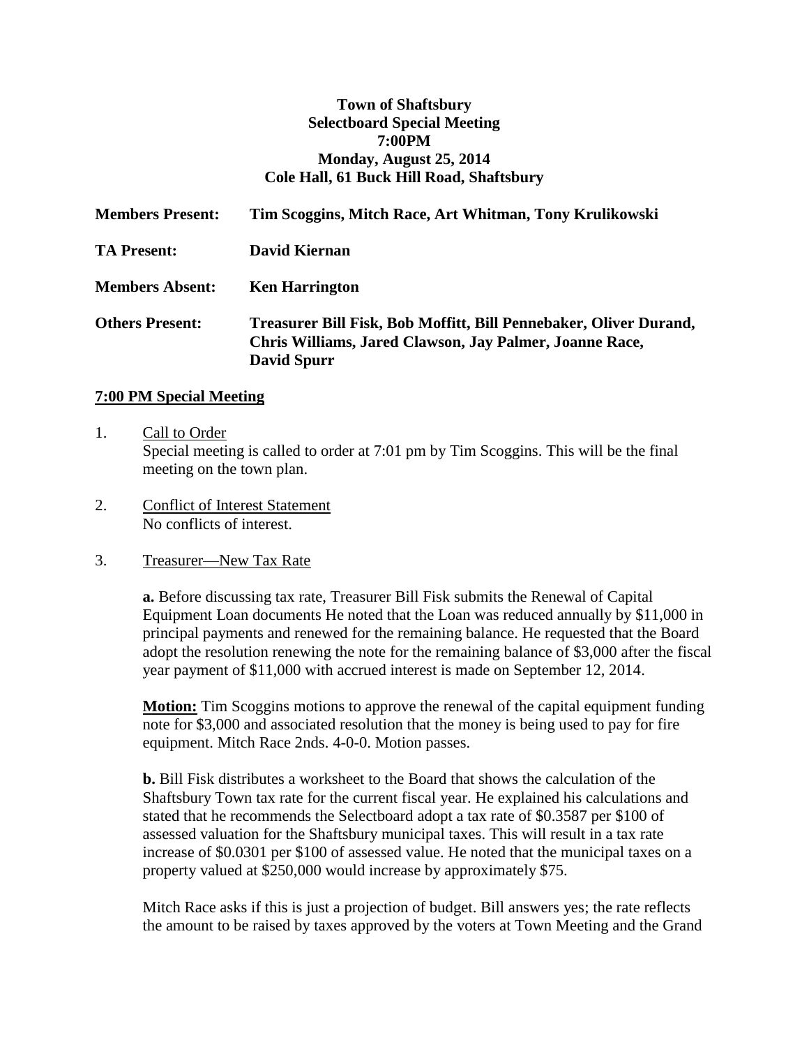**Town of Shaftsbury**
**Selectboard Special Meeting**
**7:00PM**
**Monday, August 25, 2014**
**Cole Hall, 61 Buck Hill Road, Shaftsbury**

| | |
|---|---|
| **Members Present:** | **Tim Scoggins, Mitch Race, Art Whitman, Tony Krulikowski** |
| **TA Present:** | **David Kiernan** |
| **Members Absent:** | **Ken Harrington** |
| **Others Present:** | **Treasurer Bill Fisk, Bob Moffitt, Bill Pennebaker, Oliver Durand, Chris Williams, Jared Clawson, Jay Palmer, Joanne Race, David Spurr** |

**7:00 PM Special Meeting**

1. Call to Order
   Special meeting is called to order at 7:01 pm by Tim Scoggins. This will be the final meeting on the town plan.

2. Conflict of Interest Statement
   No conflicts of interest.

3. Treasurer—New Tax Rate

   **a.** Before discussing tax rate, Treasurer Bill Fisk submits the Renewal of Capital Equipment Loan documents He noted that the Loan was reduced annually by $11,000 in principal payments and renewed for the remaining balance. He requested that the Board adopt the resolution renewing the note for the remaining balance of $3,000 after the fiscal year payment of $11,000 with accrued interest is made on September 12, 2014.

   **Motion:** Tim Scoggins motions to approve the renewal of the capital equipment funding note for $3,000 and associated resolution that the money is being used to pay for fire equipment. Mitch Race 2nds. 4-0-0. Motion passes.

   **b.** Bill Fisk distributes a worksheet to the Board that shows the calculation of the Shaftsbury Town tax rate for the current fiscal year. He explained his calculations and stated that he recommends the Selectboard adopt a tax rate of $0.3587 per $100 of assessed valuation for the Shaftsbury municipal taxes. This will result in a tax rate increase of $0.0301 per $100 of assessed value. He noted that the municipal taxes on a property valued at $250,000 would increase by approximately $75.

   Mitch Race asks if this is just a projection of budget. Bill answers yes; the rate reflects the amount to be raised by taxes approved by the voters at Town Meeting and the Grand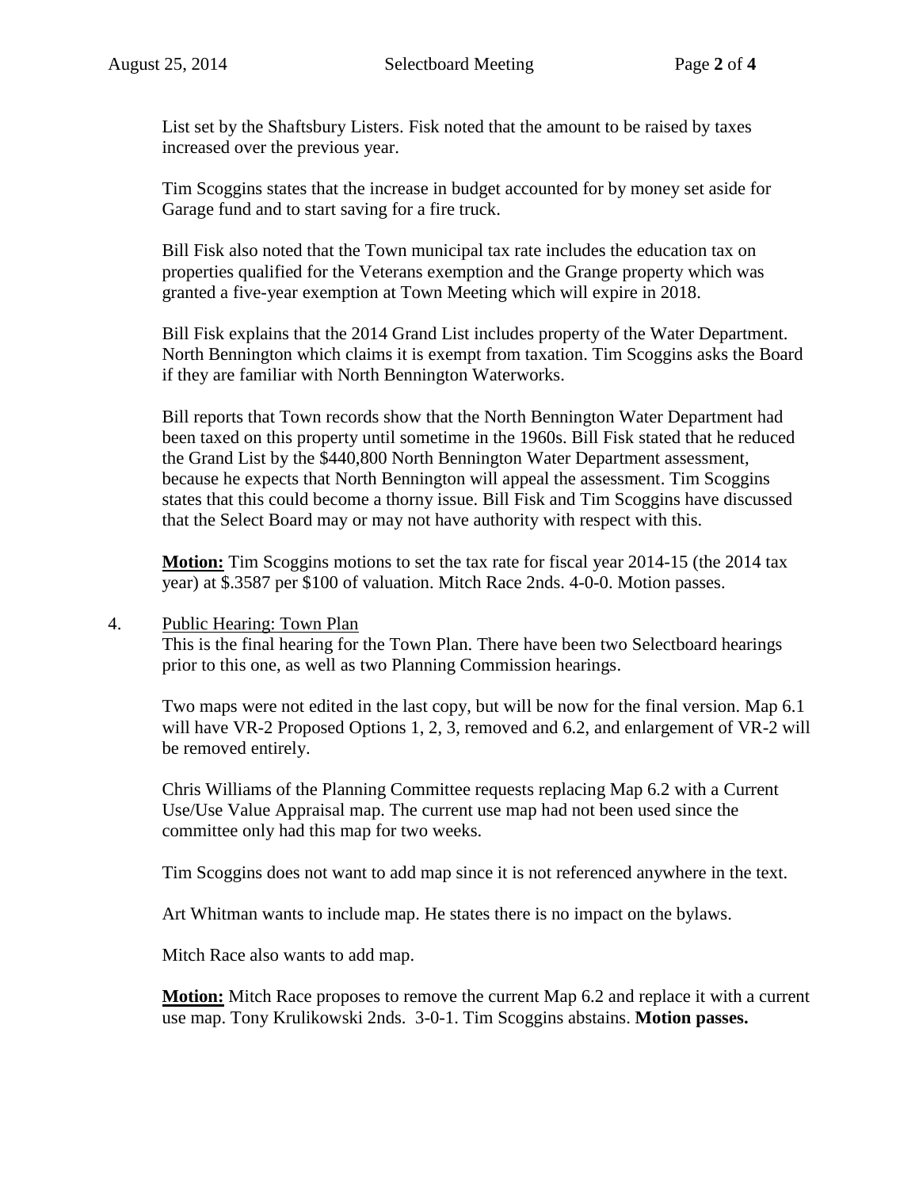List set by the Shaftsbury Listers. Fisk noted that the amount to be raised by taxes increased over the previous year.

Tim Scoggins states that the increase in budget accounted for by money set aside for Garage fund and to start saving for a fire truck.

Bill Fisk also noted that the Town municipal tax rate includes the education tax on properties qualified for the Veterans exemption and the Grange property which was granted a five-year exemption at Town Meeting which will expire in 2018.

Bill Fisk explains that the 2014 Grand List includes property of the Water Department. North Bennington which claims it is exempt from taxation. Tim Scoggins asks the Board if they are familiar with North Bennington Waterworks.

Bill reports that Town records show that the North Bennington Water Department had been taxed on this property until sometime in the 1960s. Bill Fisk stated that he reduced the Grand List by the $440,800 North Bennington Water Department assessment, because he expects that North Bennington will appeal the assessment. Tim Scoggins states that this could become a thorny issue. Bill Fisk and Tim Scoggins have discussed that the Select Board may or may not have authority with respect with this.

**Motion:** Tim Scoggins motions to set the tax rate for fiscal year 2014-15 (the 2014 tax year) at $.3587 per $100 of valuation. Mitch Race 2nds. 4-0-0. Motion passes.

4. Public Hearing: Town Plan

This is the final hearing for the Town Plan. There have been two Selectboard hearings prior to this one, as well as two Planning Commission hearings.

Two maps were not edited in the last copy, but will be now for the final version. Map 6.1 will have VR-2 Proposed Options 1, 2, 3, removed and 6.2, and enlargement of VR-2 will be removed entirely.

Chris Williams of the Planning Committee requests replacing Map 6.2 with a Current Use/Use Value Appraisal map. The current use map had not been used since the committee only had this map for two weeks.

Tim Scoggins does not want to add map since it is not referenced anywhere in the text.

Art Whitman wants to include map. He states there is no impact on the bylaws.

Mitch Race also wants to add map.

**Motion:** Mitch Race proposes to remove the current Map 6.2 and replace it with a current use map. Tony Krulikowski 2nds. 3-0-1. Tim Scoggins abstains. **Motion passes.**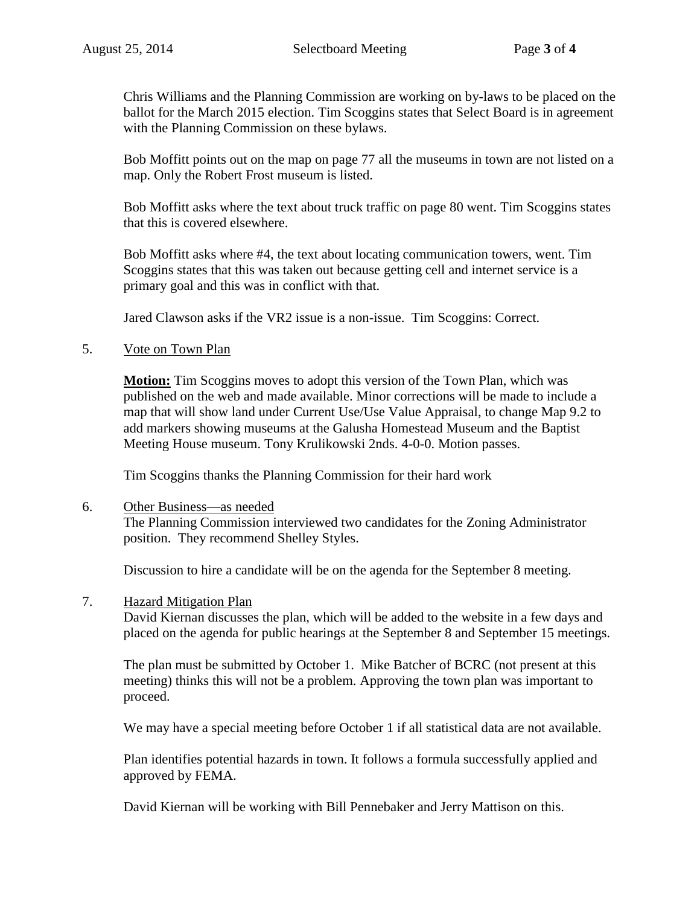Chris Williams and the Planning Commission are working on by-laws to be placed on the ballot for the March 2015 election. Tim Scoggins states that Select Board is in agreement with the Planning Commission on these bylaws.

Bob Moffitt points out on the map on page 77 all the museums in town are not listed on a map. Only the Robert Frost museum is listed.

Bob Moffitt asks where the text about truck traffic on page 80 went. Tim Scoggins states that this is covered elsewhere.

Bob Moffitt asks where #4, the text about locating communication towers, went. Tim Scoggins states that this was taken out because getting cell and internet service is a primary goal and this was in conflict with that.

Jared Clawson asks if the VR2 issue is a non-issue. Tim Scoggins: Correct.

5. Vote on Town Plan

**Motion:** Tim Scoggins moves to adopt this version of the Town Plan, which was published on the web and made available. Minor corrections will be made to include a map that will show land under Current Use/Use Value Appraisal, to change Map 9.2 to add markers showing museums at the Galusha Homestead Museum and the Baptist Meeting House museum. Tony Krulikowski 2nds. 4-0-0. Motion passes.

Tim Scoggins thanks the Planning Commission for their hard work

6. Other Business—as needed

The Planning Commission interviewed two candidates for the Zoning Administrator position. They recommend Shelley Styles.

Discussion to hire a candidate will be on the agenda for the September 8 meeting.

7. Hazard Mitigation Plan

David Kiernan discusses the plan, which will be added to the website in a few days and placed on the agenda for public hearings at the September 8 and September 15 meetings.

The plan must be submitted by October 1. Mike Batcher of BCRC (not present at this meeting) thinks this will not be a problem. Approving the town plan was important to proceed.

We may have a special meeting before October 1 if all statistical data are not available.

Plan identifies potential hazards in town. It follows a formula successfully applied and approved by FEMA.

David Kiernan will be working with Bill Pennebaker and Jerry Mattison on this.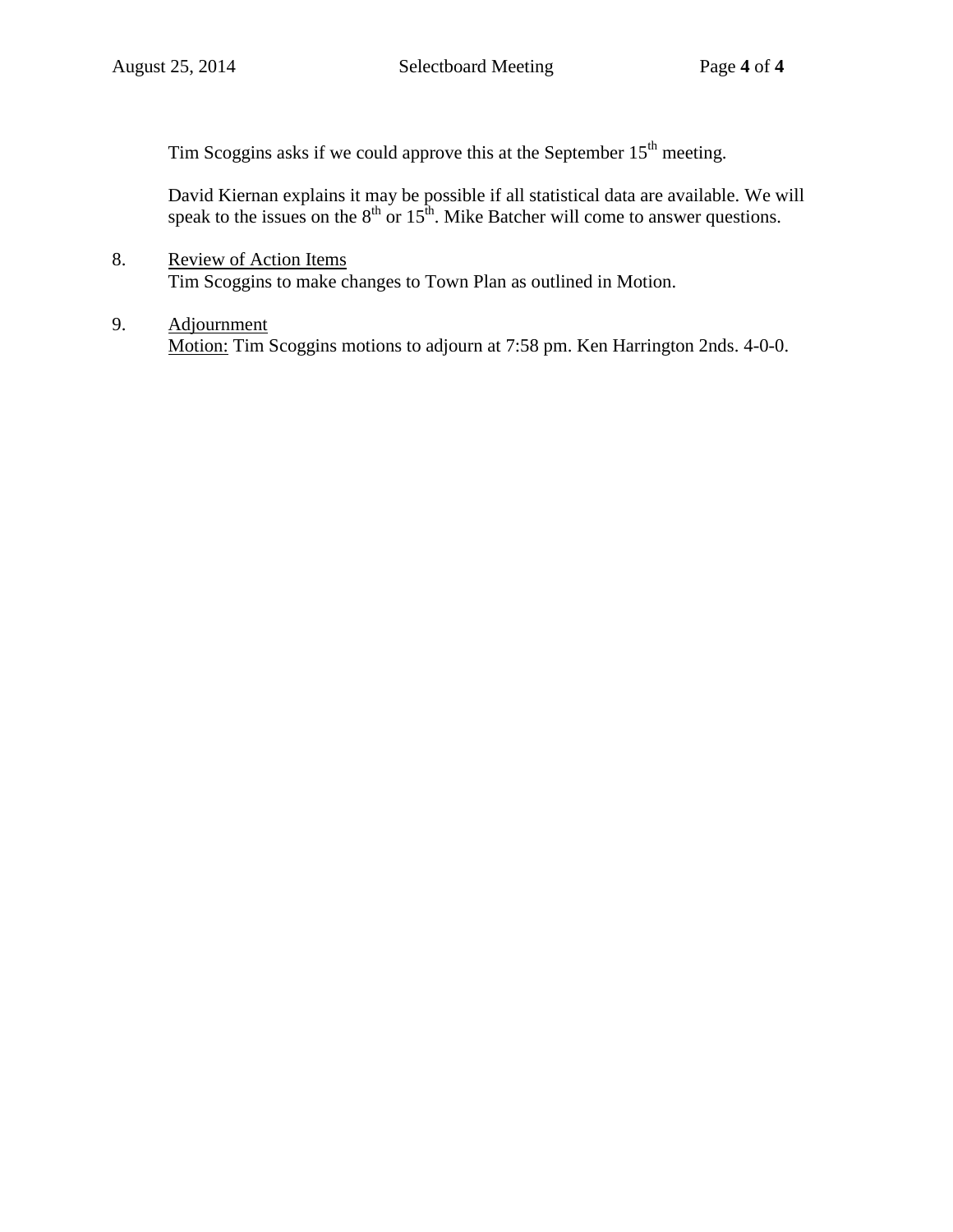Tim Scoggins asks if we could approve this at the September 15th meeting.

David Kiernan explains it may be possible if all statistical data are available. We will speak to the issues on the 8th or 15th. Mike Batcher will come to answer questions.

8. Review of Action Items
   Tim Scoggins to make changes to Town Plan as outlined in Motion.

9. Adjournment
   Motion: Tim Scoggins motions to adjourn at 7:58 pm. Ken Harrington 2nds. 4-0-0.